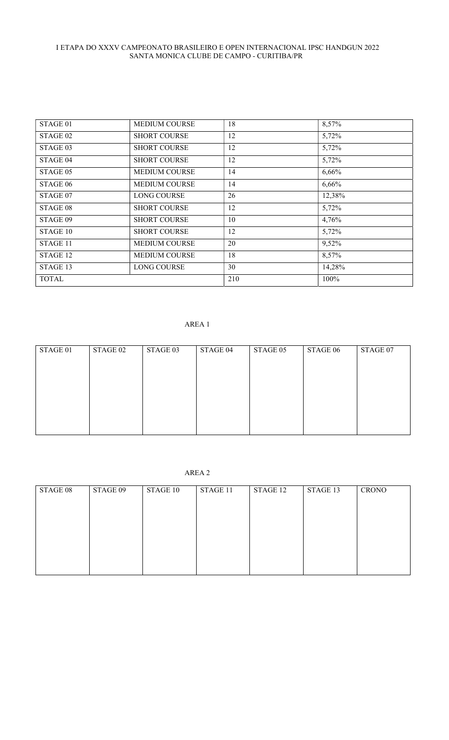I ETAPA DO XXXV CAMPEONATO BRASILEIRO E OPEN INTERNACIONAL IPSC HANDGUN 2022
SANTA MONICA CLUBE DE CAMPO - CURITIBA/PR

| STAGE 01 | MEDIUM COURSE | 18 | 8,57% |
|---|---|---|---|
| STAGE 02 | SHORT COURSE | 12 | 5,72% |
| STAGE 03 | SHORT COURSE | 12 | 5,72% |
| STAGE 04 | SHORT COURSE | 12 | 5,72% |
| STAGE 05 | MEDIUM COURSE | 14 | 6,66% |
| STAGE 06 | MEDIUM COURSE | 14 | 6,66% |
| STAGE 07 | LONG COURSE | 26 | 12,38% |
| STAGE 08 | SHORT COURSE | 12 | 5,72% |
| STAGE 09 | SHORT COURSE | 10 | 4,76% |
| STAGE 10 | SHORT COURSE | 12 | 5,72% |
| STAGE 11 | MEDIUM COURSE | 20 | 9,52% |
| STAGE 12 | MEDIUM COURSE | 18 | 8,57% |
| STAGE 13 | LONG COURSE | 30 | 14,28% |
| TOTAL | | 210 | 100% |

AREA 1

| STAGE 01 | STAGE 02 | STAGE 03 | STAGE 04 | STAGE 05 | STAGE 06 | STAGE 07 |
|---|---|---|---|---|---|---|
| | | | | | | |

AREA 2

| STAGE 08 | STAGE 09 | STAGE 10 | STAGE 11 | STAGE 12 | STAGE 13 | CRONO |
|---|---|---|---|---|---|---|
| | | | | | | |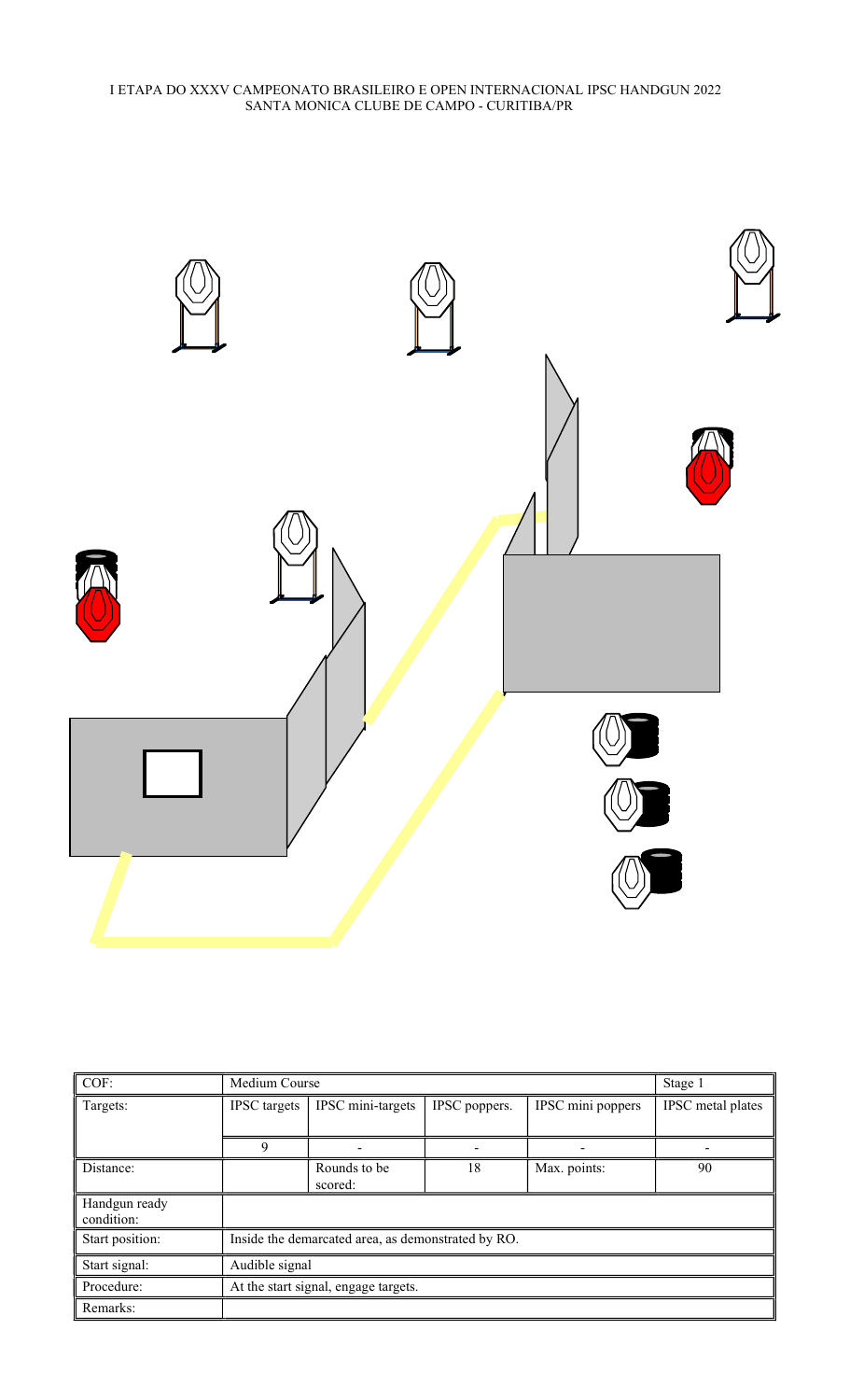I ETAPA DO XXXV CAMPEONATO BRASILEIRO E OPEN INTERNACIONAL IPSC HANDGUN 2022
SANTA MONICA CLUBE DE CAMPO - CURITIBA/PR

| COF: | Medium Course | | | | Stage 1 |
|---|---|---|---|---|---|
| Targets: | IPSC targets | IPSC mini-targets | IPSC poppers. | IPSC mini poppers | IPSC metal plates |
| | 9 | - | - | - | - |
| Distance: | | Rounds to be scored: | 18 | Max. points: | 90 |
| Handgun ready condition: | | | | | |
| Start position: | Inside the demarcated area, as demonstrated by RO. | | | | |
| Start signal: | Audible signal | | | | |
| Procedure: | At the start signal, engage targets. | | | | |
| Remarks: | | | | | |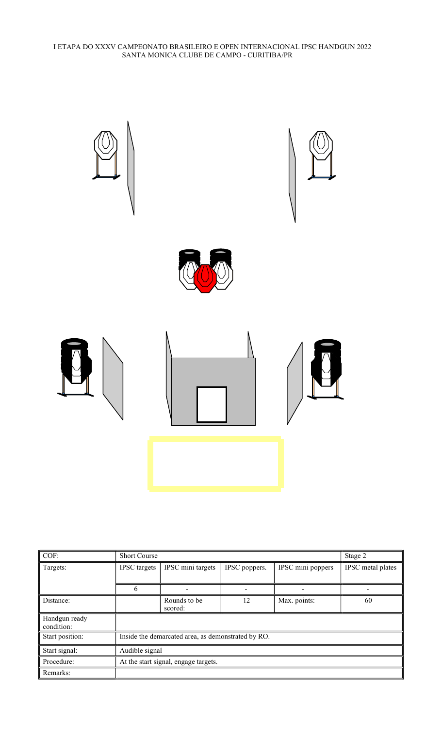I ETAPA DO XXXV CAMPEONATO BRASILEIRO E OPEN INTERNACIONAL IPSC HANDGUN 2022
SANTA MONICA CLUBE DE CAMPO - CURITIBA/PR

| COF: | Short Course | | | | Stage 2 |
|---|---|---|---|---|---|
| Targets: | IPSC targets | IPSC mini targets | IPSC poppers. | IPSC mini poppers | IPSC metal plates |
| | 6 | - | - | - | - |
| Distance: | | Rounds to be scored: | 12 | Max. points: | 60 |
| Handgun ready condition: | | | | | |
| Start position: | Inside the demarcated area, as demonstrated by RO. | | | | |
| Start signal: | Audible signal | | | | |
| Procedure: | At the start signal, engage targets. | | | | |
| Remarks: | | | | | |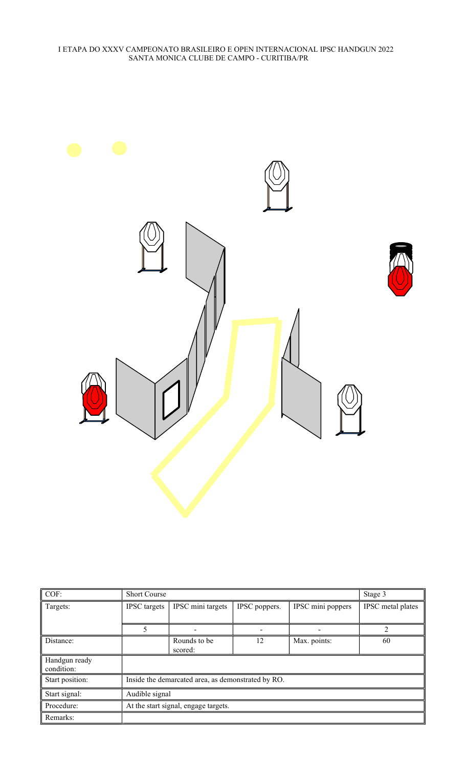I ETAPA DO XXXV CAMPEONATO BRASILEIRO E OPEN INTERNACIONAL IPSC HANDGUN 2022
SANTA MONICA CLUBE DE CAMPO - CURITIBA/PR

| COF: | Short Course | | | | Stage 3 |
|---|---|---|---|---|---|
| Targets: | IPSC targets | IPSC mini targets | IPSC poppers. | IPSC mini poppers | IPSC metal plates |
| | 5 | - | - | - | 2 |
| Distance: | | Rounds to be scored: | 12 | Max. points: | 60 |
| Handgun ready condition: | | | | | |
| Start position: | Inside the demarcated area, as demonstrated by RO. | | | | |
| Start signal: | Audible signal | | | | |
| Procedure: | At the start signal, engage targets. | | | | |
| Remarks: | | | | | |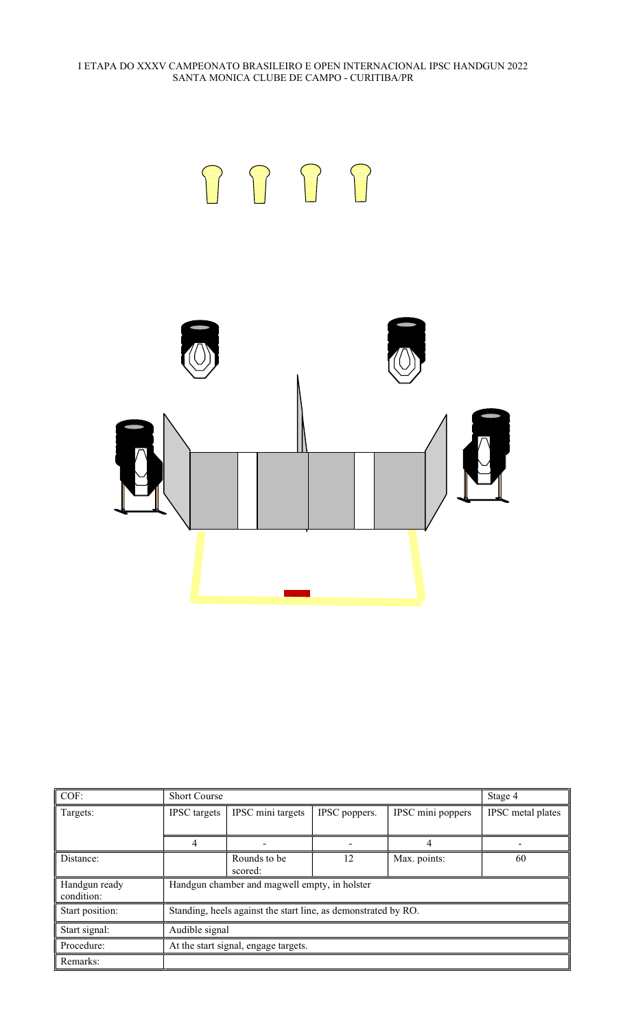I ETAPA DO XXXV CAMPEONATO BRASILEIRO E OPEN INTERNACIONAL IPSC HANDGUN 2022
SANTA MONICA CLUBE DE CAMPO - CURITIBA/PR

| COF: | Short Course | | | | Stage 4 |
|---|---|---|---|---|---|
| Targets: | IPSC targets | IPSC mini targets | IPSC poppers. | IPSC mini poppers | IPSC metal plates |
| | 4 | - | - | 4 | - |
| Distance: | | Rounds to be scored: | 12 | Max. points: | 60 |
| Handgun ready condition: | Handgun chamber and magwell empty, in holster | | | | |
| Start position: | Standing, heels against the start line, as demonstrated by RO. | | | | |
| Start signal: | Audible signal | | | | |
| Procedure: | At the start signal, engage targets. | | | | |
| Remarks: | | | | | |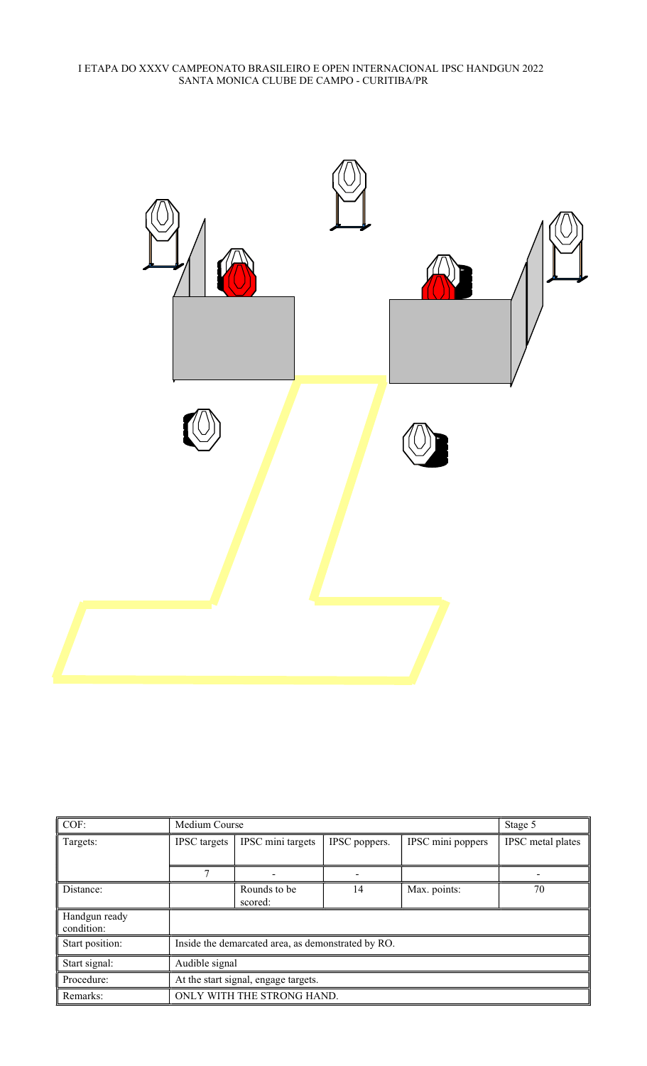| COF: | Medium Course | | | | Stage 5 |
|---|---|---|---|---|---|
| Targets: | IPSC targets | IPSC mini targets | IPSC poppers. | IPSC mini poppers | IPSC metal plates |
| | 7 | - | - | | - |
| Distance: | | Rounds to be scored: | 14 | Max. points: | 70 |
| Handgun ready condition: | | | | | |
| Start position: | Inside the demarcated area, as demonstrated by RO. | | | | |
| Start signal: | Audible signal | | | | |
| Procedure: | At the start signal, engage targets. | | | | |
| Remarks: | ONLY WITH THE STRONG HAND. | | | | |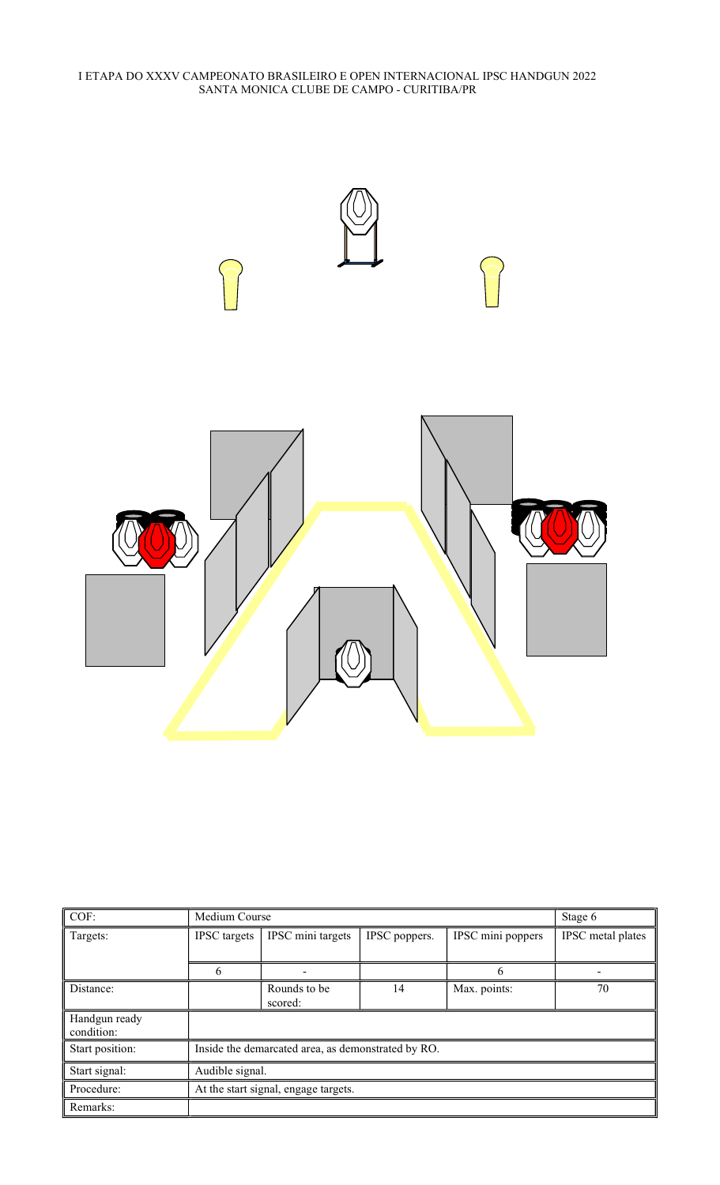I ETAPA DO XXXV CAMPEONATO BRASILEIRO E OPEN INTERNACIONAL IPSC HANDGUN 2022
SANTA MONICA CLUBE DE CAMPO - CURITIBA/PR

| COF: | Medium Course | | | | Stage 6 |
|---|---|---|---|---|---|
| Targets: | IPSC targets | IPSC mini targets | IPSC poppers. | IPSC mini poppers | IPSC metal plates |
| | 6 | - | | 6 | - |
| Distance: | | Rounds to be scored: | 14 | Max. points: | 70 |
| Handgun ready condition: | | | | | |
| Start position: | Inside the demarcated area, as demonstrated by RO. | | | | |
| Start signal: | Audible signal. | | | | |
| Procedure: | At the start signal, engage targets. | | | | |
| Remarks: | | | | | |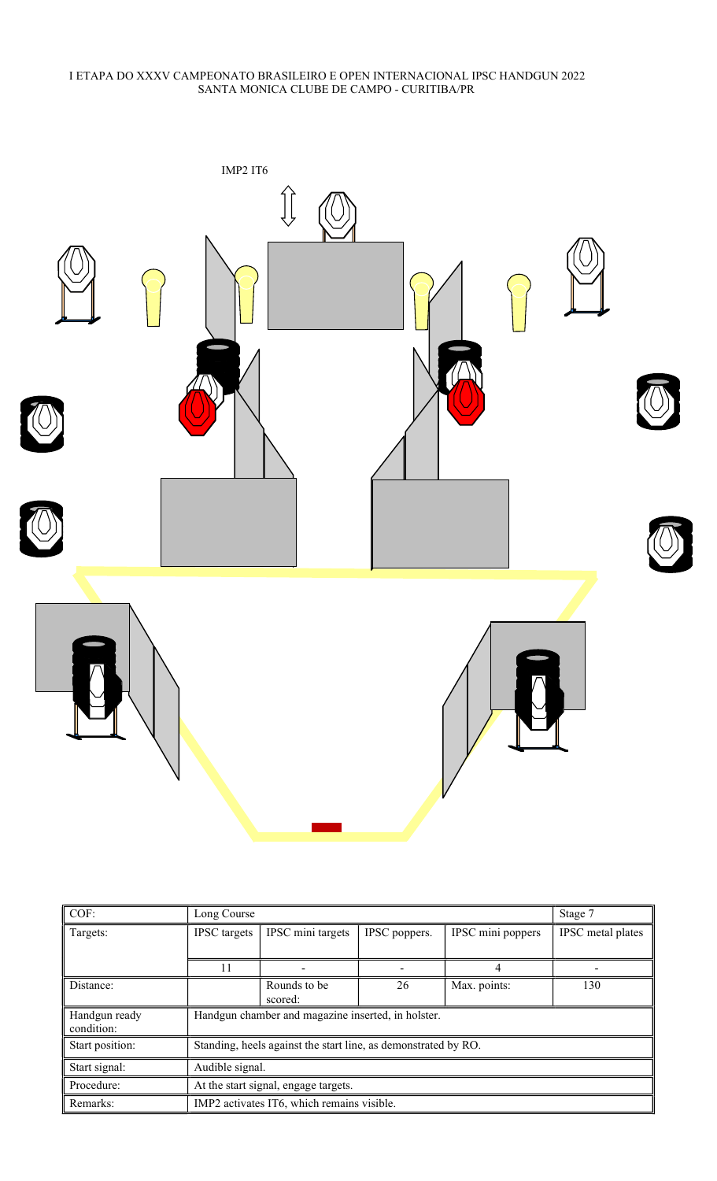I ETAPA DO XXXV CAMPEONATO BRASILEIRO E OPEN INTERNACIONAL IPSC HANDGUN 2022
SANTA MONICA CLUBE DE CAMPO - CURITIBA/PR

IMP2 IT6

| COF: | Long Course | | | | Stage 7 |
|---|---|---|---|---|---|
| Targets: | IPSC targets | IPSC mini targets | IPSC poppers. | IPSC mini poppers | IPSC metal plates |
| | 11 | - | - | 4 | - |
| Distance: | | Rounds to be scored: | 26 | Max. points: | 130 |
| Handgun ready condition: | Handgun chamber and magazine inserted, in holster. | | | | |
| Start position: | Standing, heels against the start line, as demonstrated by RO. | | | | |
| Start signal: | Audible signal. | | | | |
| Procedure: | At the start signal, engage targets. | | | | |
| Remarks: | IMP2 activates IT6, which remains visible. | | | | |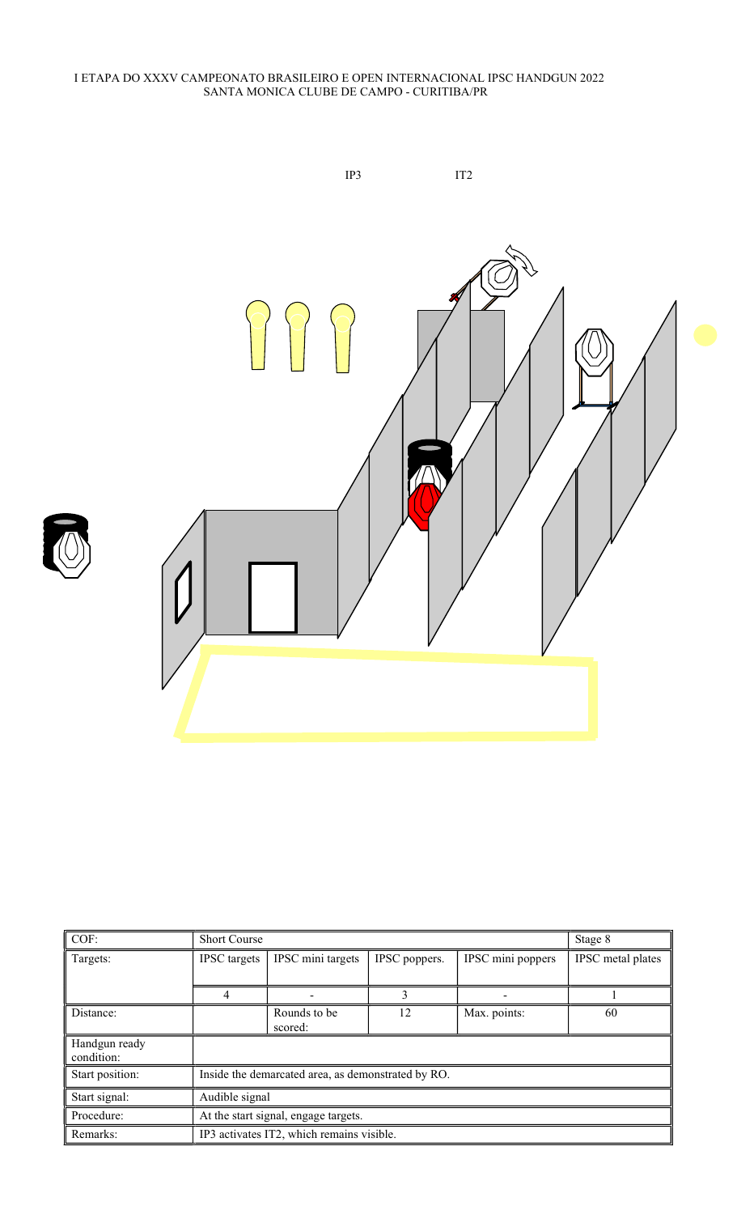I ETAPA DO XXXV CAMPEONATO BRASILEIRO E OPEN INTERNACIONAL IPSC HANDGUN 2022
SANTA MONICA CLUBE DE CAMPO - CURITIBA/PR

IP3 IT2

| COF: | Short Course | | | | Stage 8 |
|---|---|---|---|---|---|
| Targets: | IPSC targets | IPSC mini targets | IPSC poppers. | IPSC mini poppers | IPSC metal plates |
| | 4 | - | 3 | - | 1 |
| Distance: | | Rounds to be scored: | 12 | Max. points: | 60 |
| Handgun ready condition: | | | | | |
| Start position: | Inside the demarcated area, as demonstrated by RO. | | | | |
| Start signal: | Audible signal | | | | |
| Procedure: | At the start signal, engage targets. | | | | |
| Remarks: | IP3 activates IT2, which remains visible. | | | | |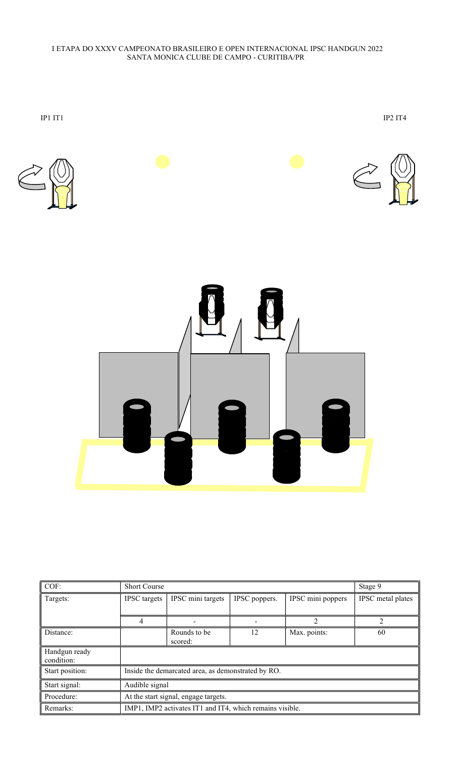I ETAPA DO XXXV CAMPEONATO BRASILEIRO E OPEN INTERNACIONAL IPSC HANDGUN 2022
SANTA MONICA CLUBE DE CAMPO - CURITIBA/PR

IP1 IT1

IP2 IT4

| COF: | Short Course | | | | Stage 9 |
|---|---|---|---|---|---|
| Targets: | IPSC targets | IPSC mini targets | IPSC poppers. | IPSC mini poppers | IPSC metal plates |
| | 4 | - | - | 2 | 2 |
| Distance: | | Rounds to be scored: | 12 | Max. points: | 60 |
| Handgun ready condition: | | | | | |
| Start position: | Inside the demarcated area, as demonstrated by RO. | | | | |
| Start signal: | Audible signal | | | | |
| Procedure: | At the start signal, engage targets. | | | | |
| Remarks: | IMP1, IMP2 activates IT1 and IT4, which remains visible. | | | | |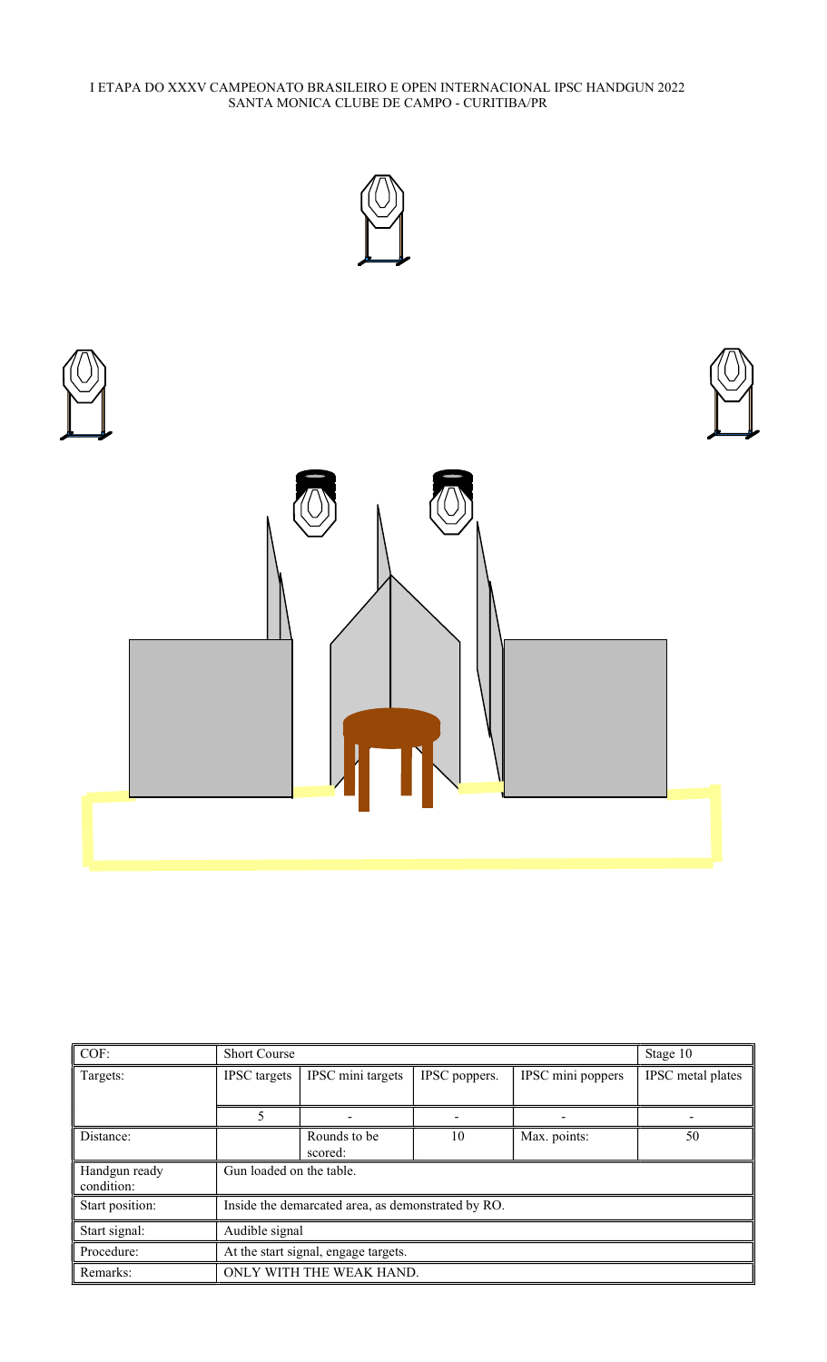I ETAPA DO XXXV CAMPEONATO BRASILEIRO E OPEN INTERNACIONAL IPSC HANDGUN 2022
SANTA MONICA CLUBE DE CAMPO - CURITIBA/PR

| COF: | Short Course | | | | Stage 10 |
|---|---|---|---|---|---|
| Targets: | IPSC targets | IPSC mini targets | IPSC poppers. | IPSC mini poppers | IPSC metal plates |
| | 5 | - | - | - | - |
| Distance: | | Rounds to be scored: | 10 | Max. points: | 50 |
| Handgun ready condition: | Gun loaded on the table. | | | | |
| Start position: | Inside the demarcated area, as demonstrated by RO. | | | | |
| Start signal: | Audible signal | | | | |
| Procedure: | At the start signal, engage targets. | | | | |
| Remarks: | ONLY WITH THE WEAK HAND. | | | | |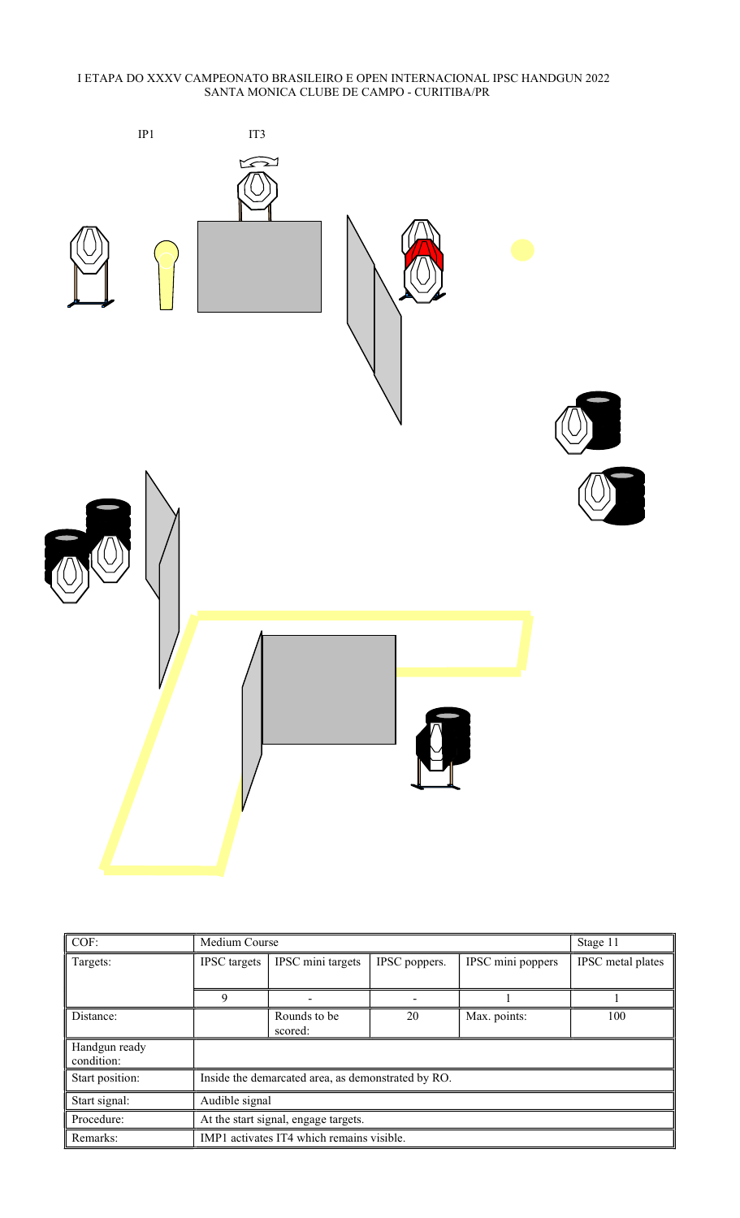I ETAPA DO XXXV CAMPEONATO BRASILEIRO E OPEN INTERNACIONAL IPSC HANDGUN 2022
SANTA MONICA CLUBE DE CAMPO - CURITIBA/PR

IP1 IT3

| COF: | Medium Course | | | | Stage 11 |
|---|---|---|---|---|---|
| Targets: | IPSC targets | IPSC mini targets | IPSC poppers. | IPSC mini poppers | IPSC metal plates |
| | 9 | - | - | 1 | 1 |
| Distance: | | Rounds to be scored: | 20 | Max. points: | 100 |
| Handgun ready condition: | | | | | |
| Start position: | Inside the demarcated area, as demonstrated by RO. | | | | |
| Start signal: | Audible signal | | | | |
| Procedure: | At the start signal, engage targets. | | | | |
| Remarks: | IMP1 activates IT4 which remains visible. | | | | |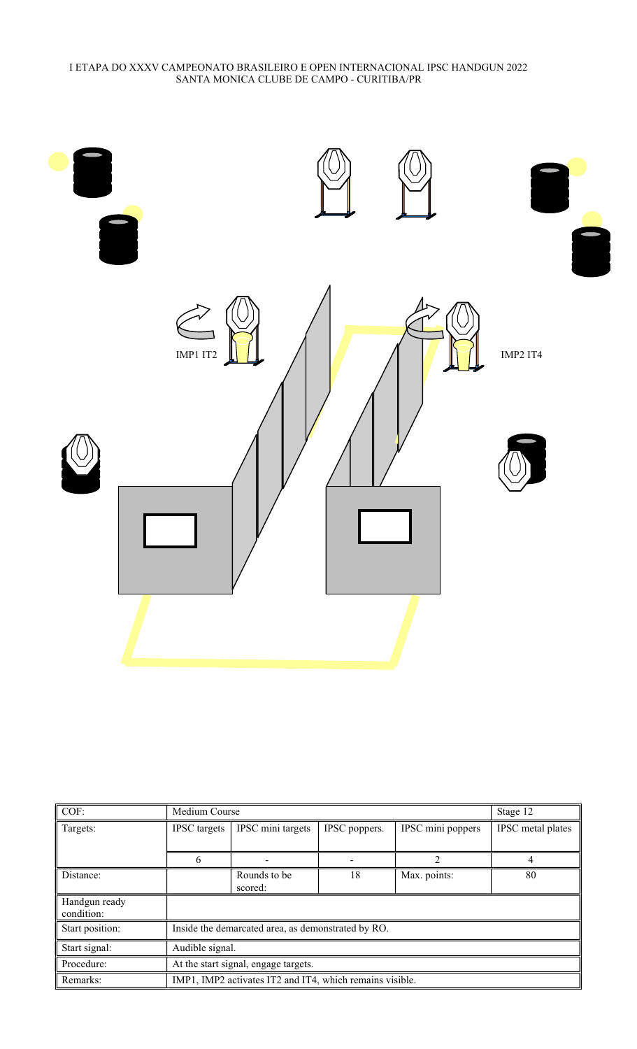| COF: | Medium Course | | | | Stage 12 |
|---|---|---|---|---|---|
| Targets: | IPSC targets | IPSC mini targets | IPSC poppers. | IPSC mini poppers | IPSC metal plates |
| | 6 | - | - | 2 | 4 |
| Distance: | | Rounds to be scored: | 18 | Max. points: | 80 |
| Handgun ready condition: | | | | | |
| Start position: | Inside the demarcated area, as demonstrated by RO. | | | | |
| Start signal: | Audible signal. | | | | |
| Procedure: | At the start signal, engage targets. | | | | |
| Remarks: | IMP1, IMP2 activates IT2 and IT4, which remains visible. | | | | |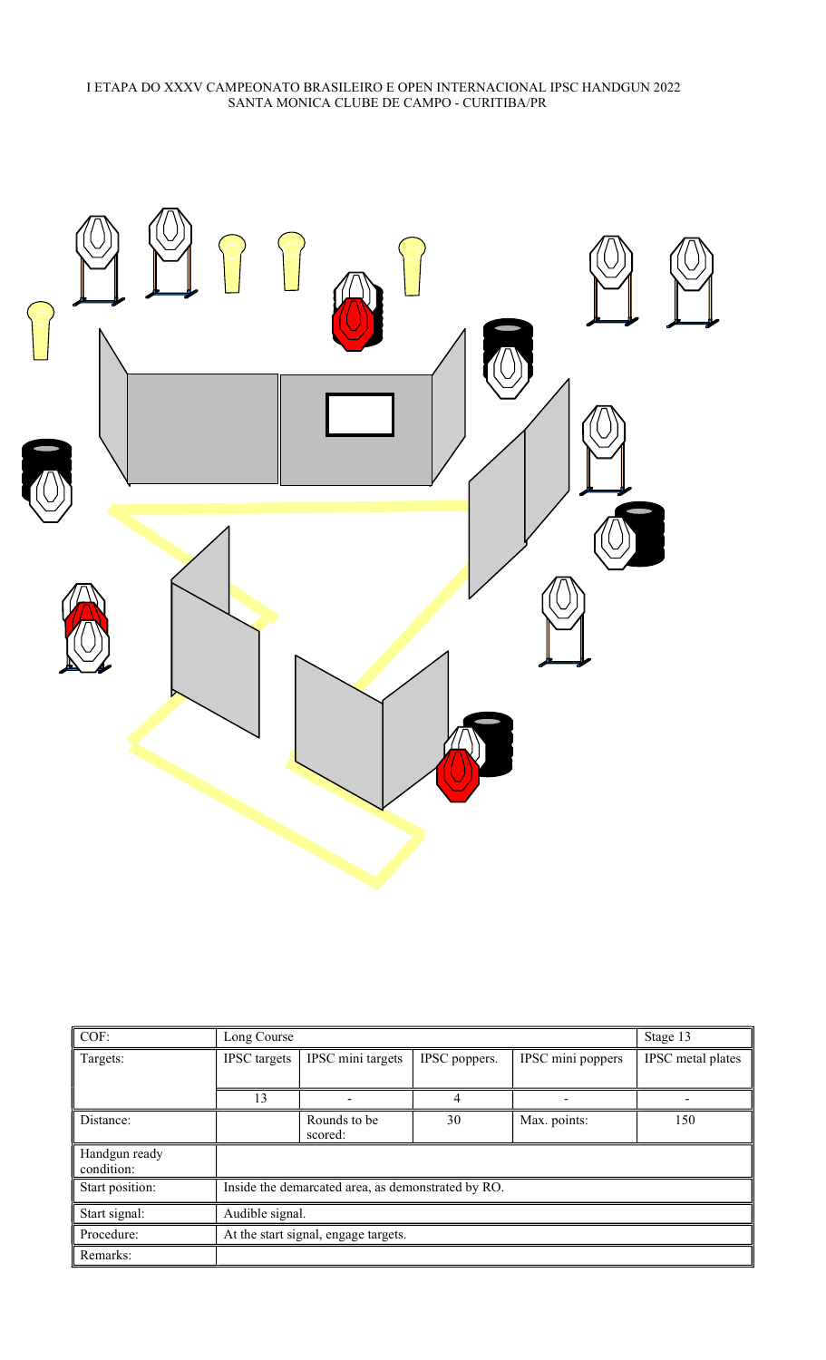I ETAPA DO XXXV CAMPEONATO BRASILEIRO E OPEN INTERNACIONAL IPSC HANDGUN 2022
SANTA MONICA CLUBE DE CAMPO - CURITIBA/PR

| | | | | | |
|---|---|---|---|---|---|
| COF: | Long Course | | | | Stage 13 |
| Targets: | IPSC targets | IPSC mini targets | IPSC poppers. | IPSC mini poppers | IPSC metal plates |
| | 13 | - | 4 | - | - |
| Distance: | | Rounds to be scored: | 30 | Max. points: | 150 |
| Handgun ready condition: | | | | | |
| Start position: | Inside the demarcated area, as demonstrated by RO. | | | | |
| Start signal: | Audible signal. | | | | |
| Procedure: | At the start signal, engage targets. | | | | |
| Remarks: | | | | | |